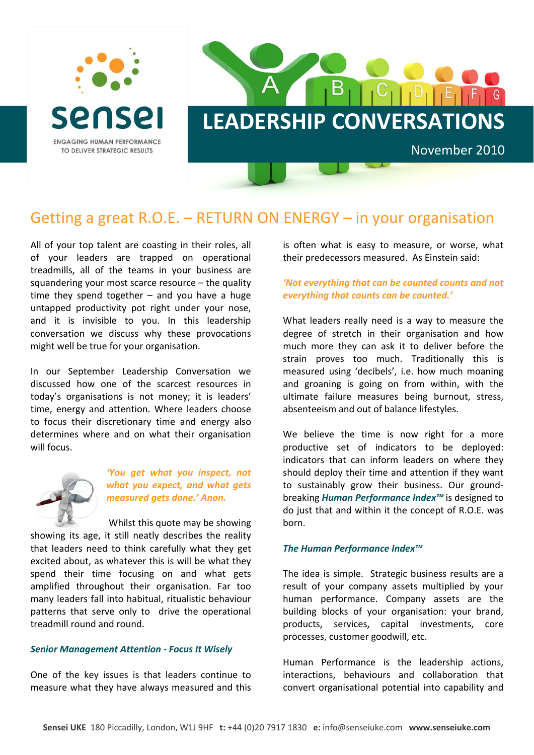sensei

ENGAGING HUMAN PERFORMANCE TO DELIVER STRATEGIC RESULTS

# LEADERSHIP CONVERSATIONS

November 2010

## Getting a great R.O.E. – RETURN ON ENERGY – in your organisation

All of your top talent are coasting in their roles, all of your leaders are trapped on operational treadmills, all of the teams in your business are squandering your most scarce resource – the quality time they spend together – and you have a huge untapped productivity pot right under your nose, and it is invisible to you. In this leadership conversation we discuss why these provocations might well be true for your organisation.

In our September Leadership Conversation we discussed how one of the scarcest resources in today's organisations is not money; it is leaders' time, energy and attention. Where leaders choose to focus their discretionary time and energy also determines where and on what their organisation will focus.

***'You get what you inspect, not what you expect, and what gets measured gets done.' Anon.***

Whilst this quote may be showing showing its age, it still neatly describes the reality that leaders need to think carefully what they get excited about, as whatever this is will be what they spend their time focusing on and what gets amplified throughout their organisation. Far too many leaders fall into habitual, ritualistic behaviour patterns that serve only to drive the operational treadmill round and round.

### *Senior Management Attention - Focus It Wisely*

One of the key issues is that leaders continue to measure what they have always measured and this is often what is easy to measure, or worse, what their predecessors measured. As Einstein said:

***'Not everything that can be counted counts and not everything that counts can be counted.'***

What leaders really need is a way to measure the degree of stretch in their organisation and how much more they can ask it to deliver before the strain proves too much. Traditionally this is measured using 'decibels', i.e. how much moaning and groaning is going on from within, with the ultimate failure measures being burnout, stress, absenteeism and out of balance lifestyles.

We believe the time is now right for a more productive set of indicators to be deployed: indicators that can inform leaders on where they should deploy their time and attention if they want to sustainably grow their business. Our ground-breaking ***Human Performance Index™*** is designed to do just that and within it the concept of R.O.E. was born.

### *The Human Performance Index™*

The idea is simple. Strategic business results are a result of your company assets multiplied by your human performance. Company assets are the building blocks of your organisation: your brand, products, services, capital investments, core processes, customer goodwill, etc.

Human Performance is the leadership actions, interactions, behaviours and collaboration that convert organisational potential into capability and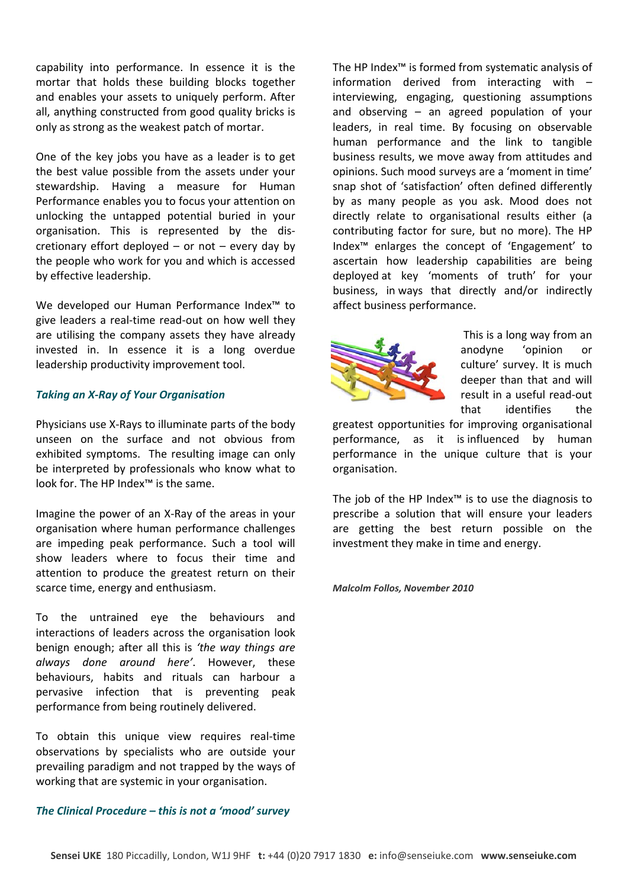capability into performance. In essence it is the mortar that holds these building blocks together and enables your assets to uniquely perform. After all, anything constructed from good quality bricks is only as strong as the weakest patch of mortar.

One of the key jobs you have as a leader is to get the best value possible from the assets under your stewardship. Having a measure for Human Performance enables you to focus your attention on unlocking the untapped potential buried in your organisation. This is represented by the discretionary effort deployed – or not – every day by the people who work for you and which is accessed by effective leadership.

We developed our Human Performance Index™ to give leaders a real-time read-out on how well they are utilising the company assets they have already invested in. In essence it is a long overdue leadership productivity improvement tool.

### *Taking an X-Ray of Your Organisation*

Physicians use X-Rays to illuminate parts of the body unseen on the surface and not obvious from exhibited symptoms. The resulting image can only be interpreted by professionals who know what to look for. The HP Index™ is the same.

Imagine the power of an X-Ray of the areas in your organisation where human performance challenges are impeding peak performance. Such a tool will show leaders where to focus their time and attention to produce the greatest return on their scarce time, energy and enthusiasm.

To the untrained eye the behaviours and interactions of leaders across the organisation look benign enough; after all this is *'the way things are always done around here'*. However, these behaviours, habits and rituals can harbour a pervasive infection that is preventing peak performance from being routinely delivered.

To obtain this unique view requires real-time observations by specialists who are outside your prevailing paradigm and not trapped by the ways of working that are systemic in your organisation.

### *The Clinical Procedure – this is not a 'mood' survey*

The HP Index™ is formed from systematic analysis of information derived from interacting with – interviewing, engaging, questioning assumptions and observing – an agreed population of your leaders, in real time. By focusing on observable human performance and the link to tangible business results, we move away from attitudes and opinions. Such mood surveys are a 'moment in time' snap shot of 'satisfaction' often defined differently by as many people as you ask. Mood does not directly relate to organisational results either (a contributing factor for sure, but no more). The HP Index™ enlarges the concept of 'Engagement' to ascertain how leadership capabilities are being deployed at key 'moments of truth' for your business, in ways that directly and/or indirectly affect business performance.

This is a long way from an anodyne 'opinion or culture' survey. It is much deeper than that and will result in a useful read-out that identifies the greatest opportunities for improving organisational performance, as it is influenced by human performance in the unique culture that is your organisation.

The job of the HP Index™ is to use the diagnosis to prescribe a solution that will ensure your leaders are getting the best return possible on the investment they make in time and energy.

***Malcolm Follos, November 2010***

**Sensei UKE** 180 Piccadilly, London, W1J 9HF **t:** +44 (0)20 7917 1830 **e:** info@senseiuke.com **www.senseiuke.com**